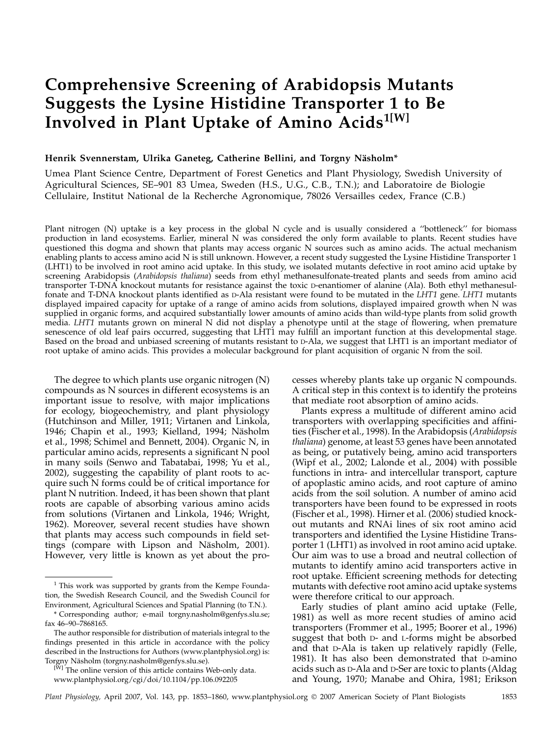# Comprehensive Screening of Arabidopsis Mutants Suggests the Lysine Histidine Transporter 1 to Be Involved in Plant Uptake of Amino Acids[1[W]]

**Henrik Svennerstam, Ulrika Ganeteg, Catherine Bellini, and Torgny Näsholm***

Umea Plant Science Centre, Department of Forest Genetics and Plant Physiology, Swedish University of Agricultural Sciences, SE–901 83 Umea, Sweden (H.S., U.G., C.B., T.N.); and Laboratoire de Biologie Cellulaire, Institut National de la Recherche Agronomique, 78026 Versailles cedex, France (C.B.)

Plant nitrogen (N) uptake is a key process in the global N cycle and is usually considered a "bottleneck" for biomass production in land ecosystems. Earlier, mineral N was considered the only form available to plants. Recent studies have questioned this dogma and shown that plants may access organic N sources such as amino acids. The actual mechanism enabling plants to access amino acid N is still unknown. However, a recent study suggested the Lysine Histidine Transporter 1 (LHT1) to be involved in root amino acid uptake. In this study, we isolated mutants defective in root amino acid uptake by screening Arabidopsis (*Arabidopsis thaliana*) seeds from ethyl methanesulfonate-treated plants and seeds from amino acid transporter T-DNA knockout mutants for resistance against the toxic D-enantiomer of alanine (Ala). Both ethyl methanesulfonate and T-DNA knockout plants identified as D-Ala resistant were found to be mutated in the *LHT1* gene. *LHT1* mutants displayed impaired capacity for uptake of a range of amino acids from solutions, displayed impaired growth when N was supplied in organic forms, and acquired substantially lower amounts of amino acids than wild-type plants from solid growth media. *LHT1* mutants grown on mineral N did not display a phenotype until at the stage of flowering, when premature senescence of old leaf pairs occurred, suggesting that LHT1 may fulfill an important function at this developmental stage. Based on the broad and unbiased screening of mutants resistant to D-Ala, we suggest that LHT1 is an important mediator of root uptake of amino acids. This provides a molecular background for plant acquisition of organic N from the soil.

The degree to which plants use organic nitrogen (N) compounds as N sources in different ecosystems is an important issue to resolve, with major implications for ecology, biogeochemistry, and plant physiology (Hutchinson and Miller, 1911; Virtanen and Linkola, 1946; Chapin et al., 1993; Kielland, 1994; Näsholm et al., 1998; Schimel and Bennett, 2004). Organic N, in particular amino acids, represents a significant N pool in many soils (Senwo and Tabatabai, 1998; Yu et al., 2002), suggesting the capability of plant roots to acquire such N forms could be of critical importance for plant N nutrition. Indeed, it has been shown that plant roots are capable of absorbing various amino acids from solutions (Virtanen and Linkola, 1946; Wright, 1962). Moreover, several recent studies have shown that plants may access such compounds in field settings (compare with Lipson and Näsholm, 2001). However, very little is known as yet about the processes whereby plants take up organic N compounds. A critical step in this context is to identify the proteins that mediate root absorption of amino acids.

Plants express a multitude of different amino acid transporters with overlapping specificities and affinities (Fischer et al., 1998). In the Arabidopsis (*Arabidopsis thaliana*) genome, at least 53 genes have been annotated as being, or putatively being, amino acid transporters (Wipf et al., 2002; Lalonde et al., 2004) with possible functions in intra- and intercellular transport, capture of apoplastic amino acids, and root capture of amino acids from the soil solution. A number of amino acid transporters have been found to be expressed in roots (Fischer et al., 1998). Hirner et al. (2006) studied knockout mutants and RNAi lines of six root amino acid transporters and identified the Lysine Histidine Transporter 1 (LHT1) as involved in root amino acid uptake. Our aim was to use a broad and neutral collection of mutants to identify amino acid transporters active in root uptake. Efficient screening methods for detecting mutants with defective root amino acid uptake systems were therefore critical to our approach.

Early studies of plant amino acid uptake (Felle, 1981) as well as more recent studies of amino acid transporters (Frommer et al., 1995; Boorer et al., 1996) suggest that both D- and L-forms might be absorbed and that D-Ala is taken up relatively rapidly (Felle, 1981). It has also been demonstrated that D-amino acids such as D-Ala and D-Ser are toxic to plants (Aldag and Young, 1970; Manabe and Ohira, 1981; Erikson

---

[1] This work was supported by grants from the Kempe Foundation, the Swedish Research Council, and the Swedish Council for Environment, Agricultural Sciences and Spatial Planning (to T.N.).

\* Corresponding author; e-mail torgny.nasholm@genfys.slu.se; fax 46–90–7868165.

The author responsible for distribution of materials integral to the findings presented in this article in accordance with the policy described in the Instructions for Authors (www.plantphysiol.org) is: Torgny Näsholm (torgny.nasholm@genfys.slu.se).

[W] The online version of this article contains Web-only data.

www.plantphysiol.org/cgi/doi/10.1104/pp.106.092205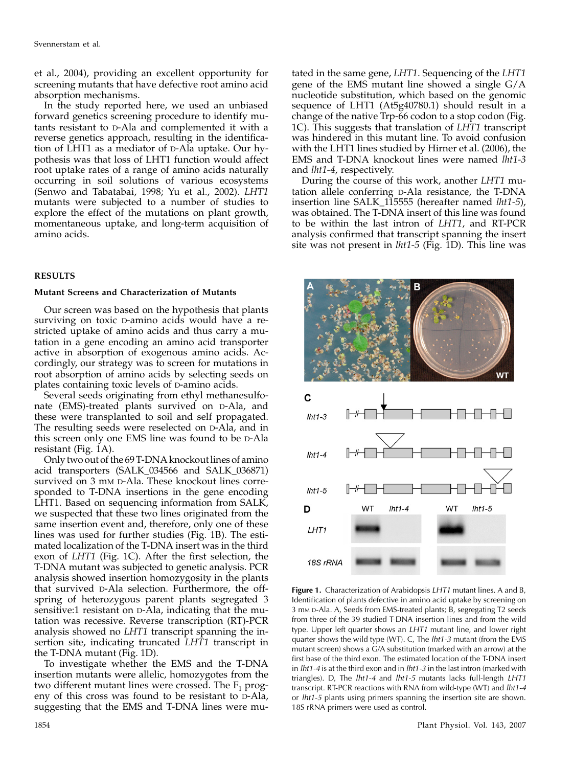et al., 2004), providing an excellent opportunity for screening mutants that have defective root amino acid absorption mechanisms.

In the study reported here, we used an unbiased forward genetics screening procedure to identify mutants resistant to D-Ala and complemented it with a reverse genetics approach, resulting in the identification of LHT1 as a mediator of D-Ala uptake. Our hypothesis was that loss of LHT1 function would affect root uptake rates of a range of amino acids naturally occurring in soil solutions of various ecosystems (Senwo and Tabatabai, 1998; Yu et al., 2002). *LHT1* mutants were subjected to a number of studies to explore the effect of the mutations on plant growth, momentaneous uptake, and long-term acquisition of amino acids.

## RESULTS

### Mutant Screens and Characterization of Mutants

Our screen was based on the hypothesis that plants surviving on toxic D-amino acids would have a restricted uptake of amino acids and thus carry a mutation in a gene encoding an amino acid transporter active in absorption of exogenous amino acids. Accordingly, our strategy was to screen for mutations in root absorption of amino acids by selecting seeds on plates containing toxic levels of D-amino acids.

Several seeds originating from ethyl methanesulfonate (EMS)-treated plants survived on D-Ala, and these were transplanted to soil and self propagated. The resulting seeds were reselected on D-Ala, and in this screen only one EMS line was found to be D-Ala resistant (Fig. 1A).

Only two out of the 69 T-DNA knockout lines of amino acid transporters (SALK_034566 and SALK_036871) survived on 3 mM D-Ala. These knockout lines corresponded to T-DNA insertions in the gene encoding LHT1. Based on sequencing information from SALK, we suspected that these two lines originated from the same insertion event and, therefore, only one of these lines was used for further studies (Fig. 1B). The estimated localization of the T-DNA insert was in the third exon of *LHT1* (Fig. 1C). After the first selection, the T-DNA mutant was subjected to genetic analysis. PCR analysis showed insertion homozygosity in the plants that survived D-Ala selection. Furthermore, the offspring of heterozygous parent plants segregated 3 sensitive:1 resistant on D-Ala, indicating that the mutation was recessive. Reverse transcription (RT)-PCR analysis showed no *LHT1* transcript spanning the insertion site, indicating truncated *LHT1* transcript in the T-DNA mutant (Fig. 1D).

To investigate whether the EMS and the T-DNA insertion mutants were allelic, homozygotes from the two different mutant lines were crossed. The $F_1$ progeny of this cross was found to be resistant to D-Ala, suggesting that the EMS and T-DNA lines were mutated in the same gene, *LHT1*. Sequencing of the *LHT1* gene of the EMS mutant line showed a single G/A nucleotide substitution, which based on the genomic sequence of LHT1 (At5g40780.1) should result in a change of the native Trp-66 codon to a stop codon (Fig. 1C). This suggests that translation of *LHT1* transcript was hindered in this mutant line. To avoid confusion with the LHT1 lines studied by Hirner et al. (2006), the EMS and T-DNA knockout lines were named *lht1-3* and *lht1-4*, respectively.

During the course of this work, another *LHT1* mutation allele conferring D-Ala resistance, the T-DNA insertion line SALK_115555 (hereafter named *lht1-5*), was obtained. The T-DNA insert of this line was found to be within the last intron of *LHT1*, and RT-PCR analysis confirmed that transcript spanning the insert site was not present in *lht1-5* (Fig. 1D). This line was

**Figure 1.** Characterization of Arabidopsis *LHT1* mutant lines. A and B, Identification of plants defective in amino acid uptake by screening on 3 mM D-Ala. A, Seeds from EMS-treated plants; B, segregating T2 seeds from three of the 39 studied T-DNA insertion lines and from the wild type. Upper left quarter shows an *LHT1* mutant line, and lower right quarter shows the wild type (WT). C, The *lht1-3* mutant (from the EMS mutant screen) shows a G/A substitution (marked with an arrow) at the first base of the third exon. The estimated location of the T-DNA insert in *lht1-4* is at the third exon and in *lht1-3* in the last intron (marked with triangles). D, The *lht1-4* and *lht1-5* mutants lacks full-length *LHT1* transcript. RT-PCR reactions with RNA from wild-type (WT) and *lht1-4* or *lht1-5* plants using primers spanning the insertion site are shown. 18S rRNA primers were used as control.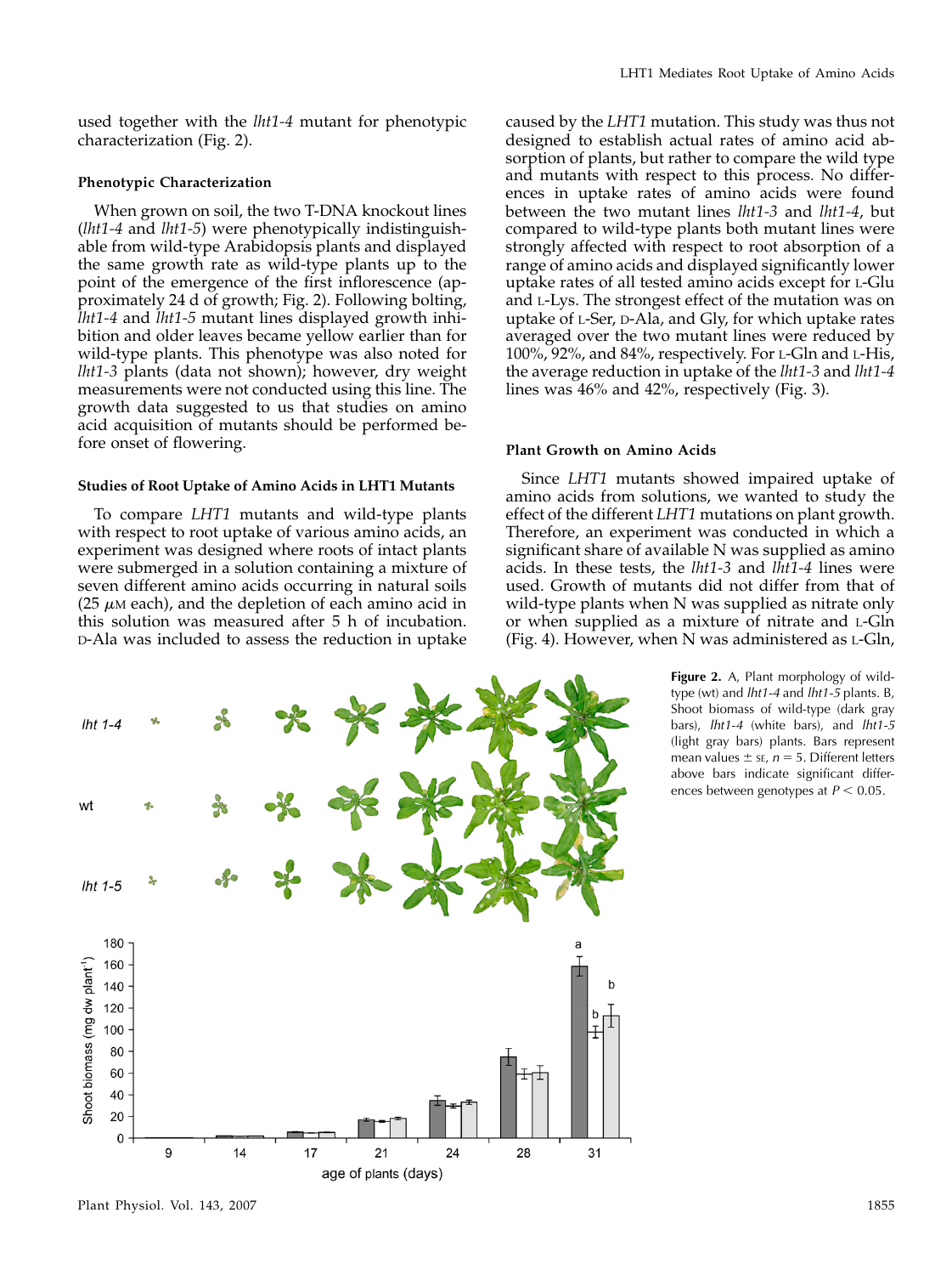used together with the *lht1-4* mutant for phenotypic characterization (Fig. 2).

### Phenotypic Characterization

When grown on soil, the two T-DNA knockout lines (*lht1-4* and *lht1-5*) were phenotypically indistinguishable from wild-type Arabidopsis plants and displayed the same growth rate as wild-type plants up to the point of the emergence of the first inflorescence (approximately 24 d of growth; Fig. 2). Following bolting, *lht1-4* and *lht1-5* mutant lines displayed growth inhibition and older leaves became yellow earlier than for wild-type plants. This phenotype was also noted for *lht1-3* plants (data not shown); however, dry weight measurements were not conducted using this line. The growth data suggested to us that studies on amino acid acquisition of mutants should be performed before onset of flowering.

### Studies of Root Uptake of Amino Acids in LHT1 Mutants

To compare *LHT1* mutants and wild-type plants with respect to root uptake of various amino acids, an experiment was designed where roots of intact plants were submerged in a solution containing a mixture of seven different amino acids occurring in natural soils (25 $\mu$M each), and the depletion of each amino acid in this solution was measured after 5 h of incubation. D-Ala was included to assess the reduction in uptake caused by the *LHT1* mutation. This study was thus not designed to establish actual rates of amino acid absorption of plants, but rather to compare the wild type and mutants with respect to this process. No differences in uptake rates of amino acids were found between the two mutant lines *lht1-3* and *lht1-4*, but compared to wild-type plants both mutant lines were strongly affected with respect to root absorption of a range of amino acids and displayed significantly lower uptake rates of all tested amino acids except for L-Glu and L-Lys. The strongest effect of the mutation was on uptake of L-Ser, D-Ala, and Gly, for which uptake rates averaged over the two mutant lines were reduced by 100%, 92%, and 84%, respectively. For L-Gln and L-His, the average reduction in uptake of the *lht1-3* and *lht1-4* lines was 46% and 42%, respectively (Fig. 3).

### Plant Growth on Amino Acids

Since *LHT1* mutants showed impaired uptake of amino acids from solutions, we wanted to study the effect of the different *LHT1* mutations on plant growth. Therefore, an experiment was conducted in which a significant share of available N was supplied as amino acids. In these tests, the *lht1-3* and *lht1-4* lines were used. Growth of mutants did not differ from that of wild-type plants when N was supplied as nitrate only or when supplied as a mixture of nitrate and L-Gln (Fig. 4). However, when N was administered as L-Gln,

**Figure 2.** A, Plant morphology of wild-type (wt) and *lht1-4* and *lht1-5* plants. B, Shoot biomass of wild-type (dark gray bars), *lht1-4* (white bars), and *lht1-5* (light gray bars) plants. Bars represent mean values ± SE, $n = 5$. Different letters above bars indicate significant differences between genotypes at $P < 0.05$.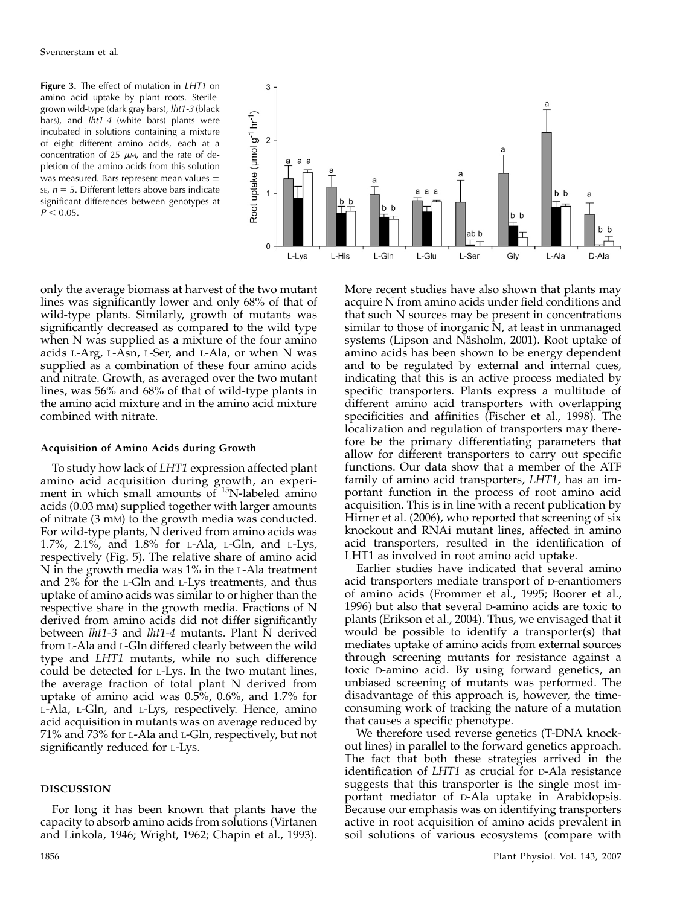**Figure 3.** The effect of mutation in *LHT1* on amino acid uptake by plant roots. Sterile-grown wild-type (dark gray bars), *lht1-3* (black bars), and *lht1-4* (white bars) plants were incubated in solutions containing a mixture of eight different amino acids, each at a concentration of 25 $\mu$M, and the rate of depletion of the amino acids from this solution was measured. Bars represent mean values ± SE, $n = 5$. Different letters above bars indicate significant differences between genotypes at $P < 0.05$.

only the average biomass at harvest of the two mutant lines was significantly lower and only 68% of that of wild-type plants. Similarly, growth of mutants was significantly decreased as compared to the wild type when N was supplied as a mixture of the four amino acids L-Arg, L-Asn, L-Ser, and L-Ala, or when N was supplied as a combination of these four amino acids and nitrate. Growth, as averaged over the two mutant lines, was 56% and 68% of that of wild-type plants in the amino acid mixture and in the amino acid mixture combined with nitrate.

#### Acquisition of Amino Acids during Growth

To study how lack of *LHT1* expression affected plant amino acid acquisition during growth, an experiment in which small amounts of $^{15}$N-labeled amino acids (0.03 mM) supplied together with larger amounts of nitrate (3 mM) to the growth media was conducted. For wild-type plants, N derived from amino acids was 1.7%, 2.1%, and 1.8% for L-Ala, L-Gln, and L-Lys, respectively (Fig. 5). The relative share of amino acid N in the growth media was 1% in the L-Ala treatment and 2% for the L-Gln and L-Lys treatments, and thus uptake of amino acids was similar to or higher than the respective share in the growth media. Fractions of N derived from amino acids did not differ significantly between *lht1-3* and *lht1-4* mutants. Plant N derived from L-Ala and L-Gln differed clearly between the wild type and *LHT1* mutants, while no such difference could be detected for L-Lys. In the two mutant lines, the average fraction of total plant N derived from uptake of amino acid was 0.5%, 0.6%, and 1.7% for L-Ala, L-Gln, and L-Lys, respectively. Hence, amino acid acquisition in mutants was on average reduced by 71% and 73% for L-Ala and L-Gln, respectively, but not significantly reduced for L-Lys.

## DISCUSSION

For long it has been known that plants have the capacity to absorb amino acids from solutions (Virtanen and Linkola, 1946; Wright, 1962; Chapin et al., 1993). More recent studies have also shown that plants may acquire N from amino acids under field conditions and that such N sources may be present in concentrations similar to those of inorganic N, at least in unmanaged systems (Lipson and Näsholm, 2001). Root uptake of amino acids has been shown to be energy dependent and to be regulated by external and internal cues, indicating that this is an active process mediated by specific transporters. Plants express a multitude of different amino acid transporters with overlapping specificities and affinities (Fischer et al., 1998). The localization and regulation of transporters may therefore be the primary differentiating parameters that allow for different transporters to carry out specific functions. Our data show that a member of the ATF family of amino acid transporters, *LHT1*, has an important function in the process of root amino acid acquisition. This is in line with a recent publication by Hirner et al. (2006), who reported that screening of six knockout and RNAi mutant lines, affected in amino acid transporters, resulted in the identification of LHT1 as involved in root amino acid uptake.

Earlier studies have indicated that several amino acid transporters mediate transport of D-enantiomers of amino acids (Frommer et al., 1995; Boorer et al., 1996) but also that several D-amino acids are toxic to plants (Erikson et al., 2004). Thus, we envisaged that it would be possible to identify a transporter(s) that mediates uptake of amino acids from external sources through screening mutants for resistance against a toxic D-amino acid. By using forward genetics, an unbiased screening of mutants was performed. The disadvantage of this approach is, however, the time-consuming work of tracking the nature of a mutation that causes a specific phenotype.

We therefore used reverse genetics (T-DNA knockout lines) in parallel to the forward genetics approach. The fact that both these strategies arrived in the identification of *LHT1* as crucial for D-Ala resistance suggests that this transporter is the single most important mediator of D-Ala uptake in Arabidopsis. Because our emphasis was on identifying transporters active in root acquisition of amino acids prevalent in soil solutions of various ecosystems (compare with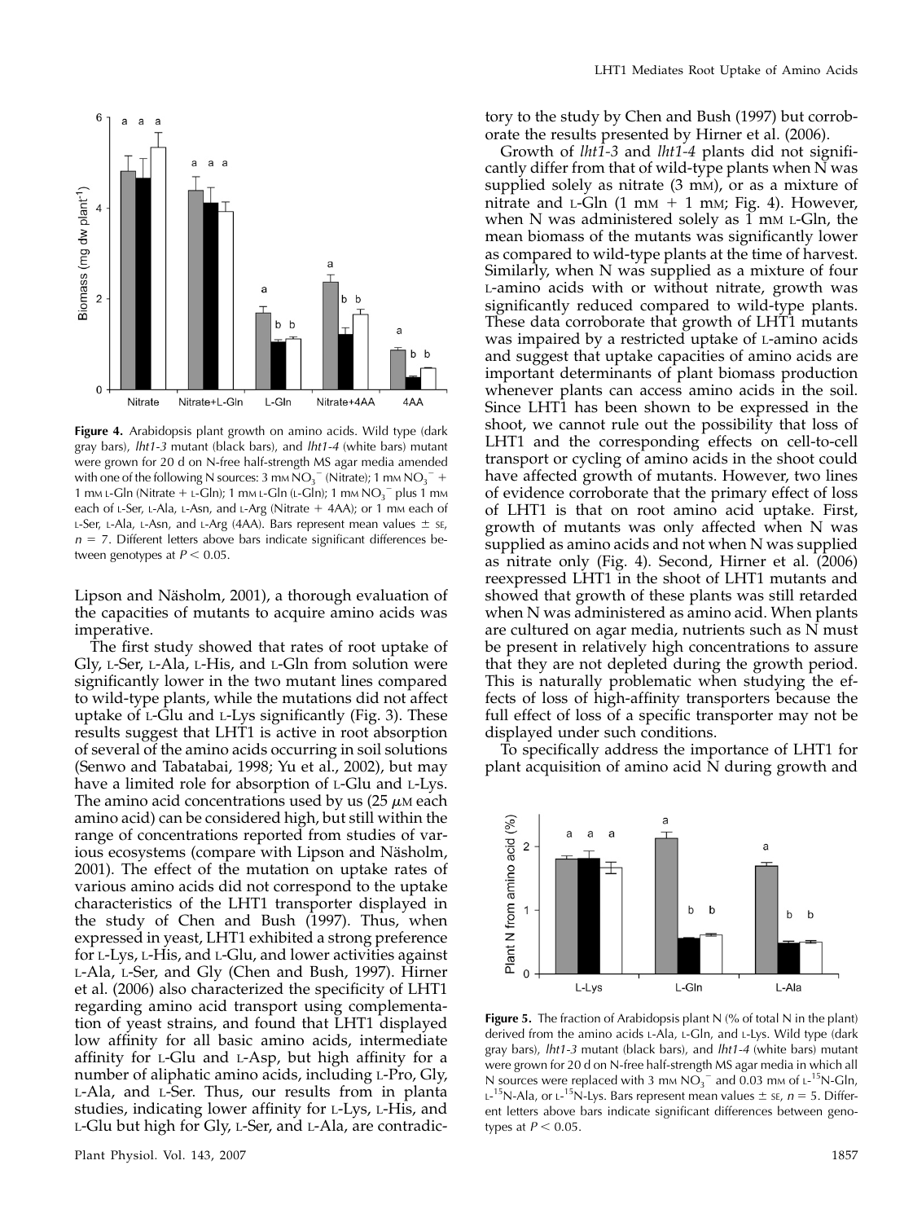Figure 4. Arabidopsis plant growth on amino acids. Wild type (dark gray bars), *lht1-3* mutant (black bars), and *lht1-4* (white bars) mutant were grown for 20 d on N-free half-strength MS agar media amended with one of the following N sources: 3 mM $NO_3^-$ (Nitrate); 1 mM $NO_3^-$ + 1 mM L-Gln (Nitrate + L-Gln); 1 mM L-Gln (L-Gln); 1 mM $NO_3^-$ plus 1 mM each of L-Ser, L-Ala, L-Asn, and L-Arg (Nitrate + 4AA); or 1 mM each of L-Ser, L-Ala, L-Asn, and L-Arg (4AA). Bars represent mean values ± SE, $n = 7$. Different letters above bars indicate significant differences between genotypes at $P < 0.05$.

Lipson and Näsholm, 2001), a thorough evaluation of the capacities of mutants to acquire amino acids was imperative.

The first study showed that rates of root uptake of Gly, L-Ser, L-Ala, L-His, and L-Gln from solution were significantly lower in the two mutant lines compared to wild-type plants, while the mutations did not affect uptake of L-Glu and L-Lys significantly (Fig. 3). These results suggest that LHT1 is active in root absorption of several of the amino acids occurring in soil solutions (Senwo and Tabatabai, 1998; Yu et al., 2002), but may have a limited role for absorption of L-Glu and L-Lys. The amino acid concentrations used by us (25 $\mu$M each amino acid) can be considered high, but still within the range of concentrations reported from studies of various ecosystems (compare with Lipson and Näsholm, 2001). The effect of the mutation on uptake rates of various amino acids did not correspond to the uptake characteristics of the LHT1 transporter displayed in the study of Chen and Bush (1997). Thus, when expressed in yeast, LHT1 exhibited a strong preference for L-Lys, L-His, and L-Glu, and lower activities against L-Ala, L-Ser, and Gly (Chen and Bush, 1997). Hirner et al. (2006) also characterized the specificity of LHT1 regarding amino acid transport using complementation of yeast strains, and found that LHT1 displayed low affinity for all basic amino acids, intermediate affinity for L-Glu and L-Asp, but high affinity for a number of aliphatic amino acids, including L-Pro, Gly, L-Ala, and L-Ser. Thus, our results from in planta studies, indicating lower affinity for L-Lys, L-His, and L-Glu but high for Gly, L-Ser, and L-Ala, are contradictory to the study by Chen and Bush (1997) but corroborate the results presented by Hirner et al. (2006).

Growth of *lht1-3* and *lht1-4* plants did not significantly differ from that of wild-type plants when N was supplied solely as nitrate (3 mM), or as a mixture of nitrate and L-Gln (1 mM + 1 mM; Fig. 4). However, when N was administered solely as 1 mM L-Gln, the mean biomass of the mutants was significantly lower as compared to wild-type plants at the time of harvest. Similarly, when N was supplied as a mixture of four L-amino acids with or without nitrate, growth was significantly reduced compared to wild-type plants. These data corroborate that growth of LHT1 mutants was impaired by a restricted uptake of L-amino acids and suggest that uptake capacities of amino acids are important determinants of plant biomass production whenever plants can access amino acids in the soil. Since LHT1 has been shown to be expressed in the shoot, we cannot rule out the possibility that loss of LHT1 and the corresponding effects on cell-to-cell transport or cycling of amino acids in the shoot could have affected growth of mutants. However, two lines of evidence corroborate that the primary effect of loss of LHT1 is that on root amino acid uptake. First, growth of mutants was only affected when N was supplied as amino acids and not when N was supplied as nitrate only (Fig. 4). Second, Hirner et al. (2006) reexpressed LHT1 in the shoot of LHT1 mutants and showed that growth of these plants was still retarded when N was administered as amino acid. When plants are cultured on agar media, nutrients such as N must be present in relatively high concentrations to assure that they are not depleted during the growth period. This is naturally problematic when studying the effects of loss of high-affinity transporters because the full effect of loss of a specific transporter may not be displayed under such conditions.

To specifically address the importance of LHT1 for plant acquisition of amino acid N during growth and

Figure 5. The fraction of Arabidopsis plant N (% of total N in the plant) derived from the amino acids L-Ala, L-Gln, and L-Lys. Wild type (dark gray bars), *lht1-3* mutant (black bars), and *lht1-4* (white bars) mutant were grown for 20 d on N-free half-strength MS agar media in which all N sources were replaced with 3 mM $NO_3^-$ and 0.03 mM of L-$^{15}$N-Gln, L-$^{15}$N-Ala, or L-$^{15}$N-Lys. Bars represent mean values ± SE, $n = 5$. Different letters above bars indicate significant differences between genotypes at $P < 0.05$.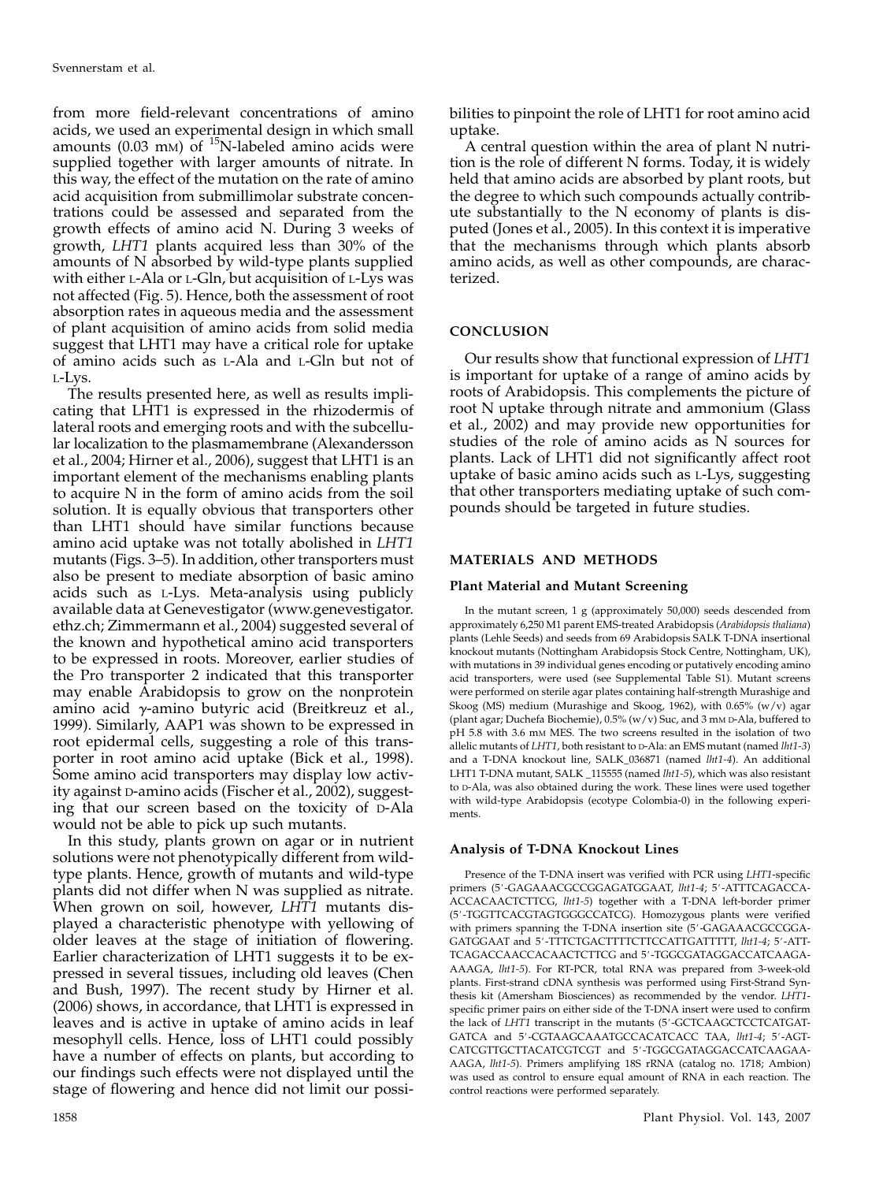from more field-relevant concentrations of amino acids, we used an experimental design in which small amounts (0.03 mM) of $^{15}$N-labeled amino acids were supplied together with larger amounts of nitrate. In this way, the effect of the mutation on the rate of amino acid acquisition from submillimolar substrate concentrations could be assessed and separated from the growth effects of amino acid N. During 3 weeks of growth, *LHT1* plants acquired less than 30% of the amounts of N absorbed by wild-type plants supplied with either L-Ala or L-Gln, but acquisition of L-Lys was not affected (Fig. 5). Hence, both the assessment of root absorption rates in aqueous media and the assessment of plant acquisition of amino acids from solid media suggest that LHT1 may have a critical role for uptake of amino acids such as L-Ala and L-Gln but not of L-Lys.

The results presented here, as well as results implicating that LHT1 is expressed in the rhizodermis of lateral roots and emerging roots and with the subcellular localization to the plasmamembrane (Alexandersson et al., 2004; Hirner et al., 2006), suggest that LHT1 is an important element of the mechanisms enabling plants to acquire N in the form of amino acids from the soil solution. It is equally obvious that transporters other than LHT1 should have similar functions because amino acid uptake was not totally abolished in *LHT1* mutants (Figs. 3–5). In addition, other transporters must also be present to mediate absorption of basic amino acids such as L-Lys. Meta-analysis using publicly available data at Genevestigator (www.genevestigator.ethz.ch; Zimmermann et al., 2004) suggested several of the known and hypothetical amino acid transporters to be expressed in roots. Moreover, earlier studies of the Pro transporter 2 indicated that this transporter may enable Arabidopsis to grow on the nonprotein amino acid $\gamma$-amino butyric acid (Breitkreuz et al., 1999). Similarly, AAP1 was shown to be expressed in root epidermal cells, suggesting a role of this transporter in root amino acid uptake (Bick et al., 1998). Some amino acid transporters may display low activity against D-amino acids (Fischer et al., 2002), suggesting that our screen based on the toxicity of D-Ala would not be able to pick up such mutants.

In this study, plants grown on agar or in nutrient solutions were not phenotypically different from wild-type plants. Hence, growth of mutants and wild-type plants did not differ when N was supplied as nitrate. When grown on soil, however, *LHT1* mutants displayed a characteristic phenotype with yellowing of older leaves at the stage of initiation of flowering. Earlier characterization of LHT1 suggests it to be expressed in several tissues, including old leaves (Chen and Bush, 1997). The recent study by Hirner et al. (2006) shows, in accordance, that LHT1 is expressed in leaves and is active in uptake of amino acids in leaf mesophyll cells. Hence, loss of LHT1 could possibly have a number of effects on plants, but according to our findings such effects were not displayed until the stage of flowering and hence did not limit our possibilities to pinpoint the role of LHT1 for root amino acid uptake.

A central question within the area of plant N nutrition is the role of different N forms. Today, it is widely held that amino acids are absorbed by plant roots, but the degree to which such compounds actually contribute substantially to the N economy of plants is disputed (Jones et al., 2005). In this context it is imperative that the mechanisms through which plants absorb amino acids, as well as other compounds, are characterized.

## CONCLUSION

Our results show that functional expression of *LHT1* is important for uptake of a range of amino acids by roots of Arabidopsis. This complements the picture of root N uptake through nitrate and ammonium (Glass et al., 2002) and may provide new opportunities for studies of the role of amino acids as N sources for plants. Lack of LHT1 did not significantly affect root uptake of basic amino acids such as L-Lys, suggesting that other transporters mediating uptake of such compounds should be targeted in future studies.

## MATERIALS AND METHODS

### Plant Material and Mutant Screening

In the mutant screen, 1 g (approximately 50,000) seeds descended from approximately 6,250 M1 parent EMS-treated Arabidopsis (*Arabidopsis thaliana*) plants (Lehle Seeds) and seeds from 69 Arabidopsis SALK T-DNA insertional knockout mutants (Nottingham Arabidopsis Stock Centre, Nottingham, UK), with mutations in 39 individual genes encoding or putatively encoding amino acid transporters, were used (see Supplemental Table S1). Mutant screens were performed on sterile agar plates containing half-strength Murashige and Skoog (MS) medium (Murashige and Skoog, 1962), with 0.65% (w/v) agar (plant agar; Duchefa Biochemie), 0.5% (w/v) Suc, and 3 mM D-Ala, buffered to pH 5.8 with 3.6 mM MES. The two screens resulted in the isolation of two allelic mutants of *LHT1*, both resistant to D-Ala: an EMS mutant (named *lht1-3*) and a T-DNA knockout line, SALK_036871 (named *lht1-4*). An additional LHT1 T-DNA mutant, SALK _115555 (named *lht1-5*), which was also resistant to D-Ala, was also obtained during the work. These lines were used together with wild-type Arabidopsis (ecotype Colombia-0) in the following experiments.

### Analysis of T-DNA Knockout Lines

Presence of the T-DNA insert was verified with PCR using *LHT1*-specific primers (5′-GAGAAACGCCGGAGATGGAAT, *lht1-4*; 5′-ATTTCAGACCAACCACAACTCTTCG, *lht1-5*) together with a T-DNA left-border primer (5′-TGGTTCACGTAGTGGGCCATCG). Homozygous plants were verified with primers spanning the T-DNA insertion site (5′-GAGAAACGCCGGAGATGGAAT and 5′-TTTCTGACTTTTCTTCCATTGATTTTT, *lht1-4*; 5′-ATTTCAGACCAACCACAACTCTTCG and 5′-TGGCGATAGGACCATCAAGAAAGA, *lht1-5*). For RT-PCR, total RNA was prepared from 3-week-old plants. First-strand cDNA synthesis was performed using First-Strand Synthesis kit (Amersham Biosciences) as recommended by the vendor. *LHT1*-specific primer pairs on either side of the T-DNA insert were used to confirm the lack of *LHT1* transcript in the mutants (5′-GCTCAAGCTCCTCATGATGATCA and 5′-CGTAAGCAAATGCCACATCACC TAA, *lht1-4*; 5′-AGTCATCGTTGCTTACATCGTCGT and 5′-TGGCGATAGGACCATCAAGAAAGA, *lht1-5*). Primers amplifying 18S rRNA (catalog no. 1718; Ambion) was used as control to ensure equal amount of RNA in each reaction. The control reactions were performed separately.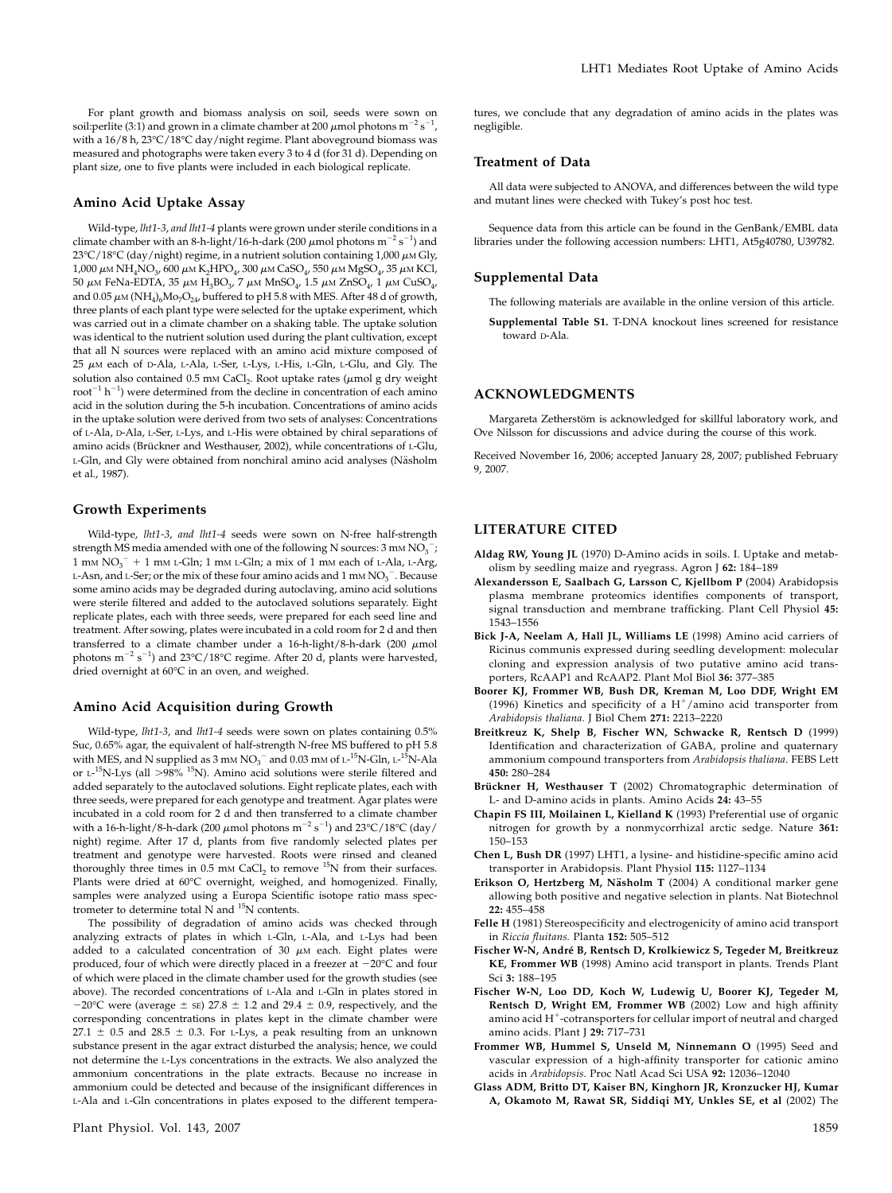For plant growth and biomass analysis on soil, seeds were sown on soil:perlite (3:1) and grown in a climate chamber at 200 $\mu$mol photons $m^{-2}$ $s^{-1}$, with a 16/8 h, 23°C/18°C day/night regime. Plant aboveground biomass was measured and photographs were taken every 3 to 4 d (for 31 d). Depending on plant size, one to five plants were included in each biological replicate.

## Amino Acid Uptake Assay

Wild-type, *lht1-3*, *and lht1-4* plants were grown under sterile conditions in a climate chamber with an 8-h-light/16-h-dark (200 $\mu$mol photons $m^{-2}$ $s^{-1}$) and 23°C/18°C (day/night) regime, in a nutrient solution containing 1,000 $\mu$M Gly, 1,000 $\mu$M $NH_4NO_3$, 600 $\mu$M $K_2HPO_4$, 300 $\mu$M $CaSO_4$, 550 $\mu$M $MgSO_4$, 35 $\mu$M KCl, 50 $\mu$M FeNa-EDTA, 35 $\mu$M $H_3BO_3$, 7 $\mu$M $MnSO_4$, 1.5 $\mu$M $ZnSO_4$, 1 $\mu$M $CuSO_4$, and 0.05 $\mu$M $(NH_4)_6Mo_7O_{24}$, buffered to pH 5.8 with MES. After 48 d of growth, three plants of each plant type were selected for the uptake experiment, which was carried out in a climate chamber on a shaking table. The uptake solution was identical to the nutrient solution used during the plant cultivation, except that all N sources were replaced with an amino acid mixture composed of 25 $\mu$M each of D-Ala, L-Ala, L-Ser, L-Lys, L-His, L-Gln, L-Glu, and Gly. The solution also contained 0.5 mM $CaCl_2$. Root uptake rates ($\mu$mol g dry weight $root^{-1}$ $h^{-1}$) were determined from the decline in concentration of each amino acid in the solution during the 5-h incubation. Concentrations of amino acids in the uptake solution were derived from two sets of analyses: Concentrations of L-Ala, D-Ala, L-Ser, L-Lys, and L-His were obtained by chiral separations of amino acids (Brückner and Westhauser, 2002), while concentrations of L-Glu, L-Gln, and Gly were obtained from nonchiral amino acid analyses (Näsholm et al., 1987).

## Growth Experiments

Wild-type, *lht1-3*, *and lht1-4* seeds were sown on N-free half-strength strength MS media amended with one of the following N sources: 3 mM $NO_3^-$; 1 mM $NO_3^-$ + 1 mM L-Gln; 1 mM L-Gln; a mix of 1 mM each of L-Ala, L-Arg, L-Asn, and L-Ser; or the mix of these four amino acids and 1 mM $NO_3^-$. Because some amino acids may be degraded during autoclaving, amino acid solutions were sterile filtered and added to the autoclaved solutions separately. Eight replicate plates, each with three seeds, were prepared for each seed line and treatment. After sowing, plates were incubated in a cold room for 2 d and then transferred to a climate chamber under a 16-h-light/8-h-dark (200 $\mu$mol photons $m^{-2}$ $s^{-1}$) and 23°C/18°C regime. After 20 d, plants were harvested, dried overnight at 60°C in an oven, and weighed.

## Amino Acid Acquisition during Growth

Wild-type, *lht1-3*, and *lht1-4* seeds were sown on plates containing 0.5% Suc, 0.65% agar, the equivalent of half-strength N-free MS buffered to pH 5.8 with MES, and N supplied as 3 mM $NO_3^-$ and 0.03 mM of L-$^{15}$N-Gln, L-$^{15}$N-Ala or L-$^{15}$N-Lys (all >98% $^{15}$N). Amino acid solutions were sterile filtered and added separately to the autoclaved solutions. Eight replicate plates, each with three seeds, were prepared for each genotype and treatment. Agar plates were incubated in a cold room for 2 d and then transferred to a climate chamber with a 16-h-light/8-h-dark (200 $\mu$mol photons $m^{-2}$ $s^{-1}$) and 23°C/18°C (day/night) regime. After 17 d, plants from five randomly selected plates per treatment and genotype were harvested. Roots were rinsed and cleaned thoroughly three times in 0.5 mM $CaCl_2$ to remove $^{15}$N from their surfaces. Plants were dried at 60°C overnight, weighed, and homogenized. Finally, samples were analyzed using a Europa Scientific isotope ratio mass spectrometer to determine total N and $^{15}$N contents.

The possibility of degradation of amino acids was checked through analyzing extracts of plates in which L-Gln, L-Ala, and L-Lys had been added to a calculated concentration of 30 $\mu$M each. Eight plates were produced, four of which were directly placed in a freezer at −20°C and four of which were placed in the climate chamber used for the growth studies (see above). The recorded concentrations of L-Ala and L-Gln in plates stored in −20°C were (average ± SE) 27.8 ± 1.2 and 29.4 ± 0.9, respectively, and the corresponding concentrations in plates kept in the climate chamber were 27.1 ± 0.5 and 28.5 ± 0.3. For L-Lys, a peak resulting from an unknown substance present in the agar extract disturbed the analysis; hence, we could not determine the L-Lys concentrations in the extracts. We also analyzed the ammonium concentrations in the plate extracts. Because no increase in ammonium could be detected and because of the insignificant differences in L-Ala and L-Gln concentrations in plates exposed to the different temperatures, we conclude that any degradation of amino acids in the plates was negligible.

## Treatment of Data

All data were subjected to ANOVA, and differences between the wild type and mutant lines were checked with Tukey's post hoc test.

Sequence data from this article can be found in the GenBank/EMBL data libraries under the following accession numbers: LHT1, At5g40780, U39782.

## Supplemental Data

The following materials are available in the online version of this article.

**Supplemental Table S1.** T-DNA knockout lines screened for resistance toward D-Ala.

## ACKNOWLEDGMENTS

Margareta Zetherstöm is acknowledged for skillful laboratory work, and Ove Nilsson for discussions and advice during the course of this work.

Received November 16, 2006; accepted January 28, 2007; published February 9, 2007.

## LITERATURE CITED

**Aldag RW, Young JL** (1970) D-Amino acids in soils. I. Uptake and metabolism by seedling maize and ryegrass. Agron J **62:** 184–189

**Alexandersson E, Saalbach G, Larsson C, Kjellbom P** (2004) Arabidopsis plasma membrane proteomics identifies components of transport, signal transduction and membrane trafficking. Plant Cell Physiol **45:** 1543–1556

**Bick J-A, Neelam A, Hall JL, Williams LE** (1998) Amino acid carriers of Ricinus communis expressed during seedling development: molecular cloning and expression analysis of two putative amino acid transporters, RcAAP1 and RcAAP2. Plant Mol Biol **36:** 377–385

**Boorer KJ, Frommer WB, Bush DR, Kreman M, Loo DDF, Wright EM** (1996) Kinetics and specificity of a $H^+$/amino acid transporter from *Arabidopsis thaliana*. J Biol Chem **271:** 2213–2220

**Breitkreuz K, Shelp B, Fischer WN, Schwacke R, Rentsch D** (1999) Identification and characterization of GABA, proline and quaternary ammonium compound transporters from *Arabidopsis thaliana*. FEBS Lett **450:** 280–284

**Brückner H, Westhauser T** (2002) Chromatographic determination of L- and D-amino acids in plants. Amino Acids **24:** 43–55

**Chapin FS III, Moilainen L, Kielland K** (1993) Preferential use of organic nitrogen for growth by a nonmycorrhizal arctic sedge. Nature **361:** 150–153

**Chen L, Bush DR** (1997) LHT1, a lysine- and histidine-specific amino acid transporter in Arabidopsis. Plant Physiol **115:** 1127–1134

**Erikson O, Hertzberg M, Näsholm T** (2004) A conditional marker gene allowing both positive and negative selection in plants. Nat Biotechnol **22:** 455–458

**Felle H** (1981) Stereospecificity and electrogenicity of amino acid transport in *Riccia fluitans*. Planta **152:** 505–512

**Fischer W-N, André B, Rentsch D, Krolkiewicz S, Tegeder M, Breitkreuz KE, Frommer WB** (1998) Amino acid transport in plants. Trends Plant Sci **3:** 188–195

**Fischer W-N, Loo DD, Koch W, Ludewig U, Boorer KJ, Tegeder M, Rentsch D, Wright EM, Frommer WB** (2002) Low and high affinity amino acid $H^+$-cotransporters for cellular import of neutral and charged amino acids. Plant J **29:** 717–731

**Frommer WB, Hummel S, Unseld M, Ninnemann O** (1995) Seed and vascular expression of a high-affinity transporter for cationic amino acids in *Arabidopsis*. Proc Natl Acad Sci USA **92:** 12036–12040

**Glass ADM, Britto DT, Kaiser BN, Kinghorn JR, Kronzucker HJ, Kumar A, Okamoto M, Rawat SR, Siddiqi MY, Unkles SE, et al** (2002) The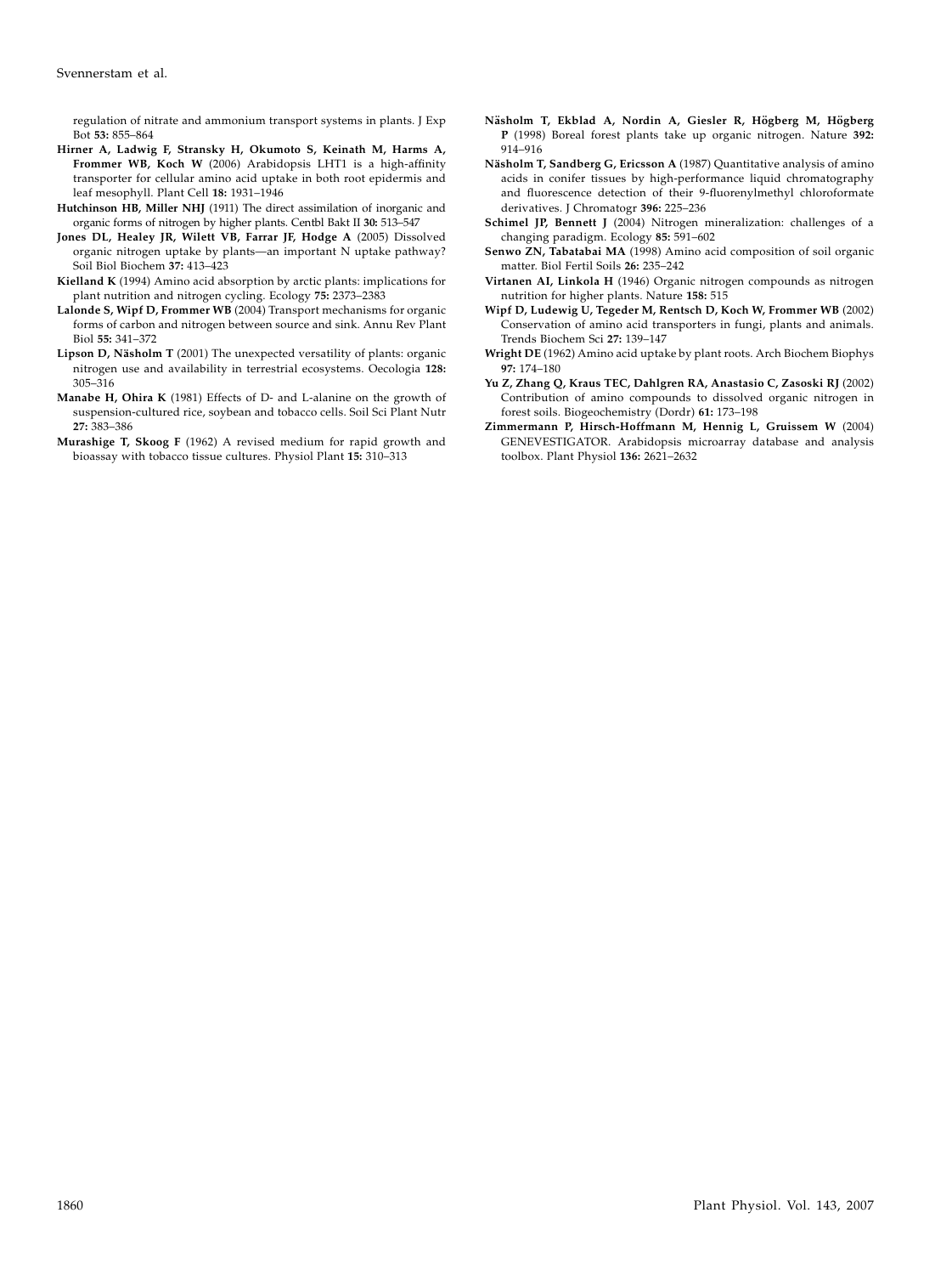regulation of nitrate and ammonium transport systems in plants. J Exp Bot **53:** 855–864

**Hirner A, Ladwig F, Stransky H, Okumoto S, Keinath M, Harms A, Frommer WB, Koch W** (2006) Arabidopsis LHT1 is a high-affinity transporter for cellular amino acid uptake in both root epidermis and leaf mesophyll. Plant Cell **18:** 1931–1946

**Hutchinson HB, Miller NHJ** (1911) The direct assimilation of inorganic and organic forms of nitrogen by higher plants. Centbl Bakt II **30:** 513–547

**Jones DL, Healey JR, Wilett VB, Farrar JF, Hodge A** (2005) Dissolved organic nitrogen uptake by plants—an important N uptake pathway? Soil Biol Biochem **37:** 413–423

**Kielland K** (1994) Amino acid absorption by arctic plants: implications for plant nutrition and nitrogen cycling. Ecology **75:** 2373–2383

**Lalonde S, Wipf D, Frommer WB** (2004) Transport mechanisms for organic forms of carbon and nitrogen between source and sink. Annu Rev Plant Biol **55:** 341–372

**Lipson D, Näsholm T** (2001) The unexpected versatility of plants: organic nitrogen use and availability in terrestrial ecosystems. Oecologia **128:** 305–316

**Manabe H, Ohira K** (1981) Effects of D- and L-alanine on the growth of suspension-cultured rice, soybean and tobacco cells. Soil Sci Plant Nutr **27:** 383–386

**Murashige T, Skoog F** (1962) A revised medium for rapid growth and bioassay with tobacco tissue cultures. Physiol Plant **15:** 310–313

**Näsholm T, Ekblad A, Nordin A, Giesler R, Högberg M, Högberg P** (1998) Boreal forest plants take up organic nitrogen. Nature **392:** 914–916

**Näsholm T, Sandberg G, Ericsson A** (1987) Quantitative analysis of amino acids in conifer tissues by high-performance liquid chromatography and fluorescence detection of their 9-fluorenylmethyl chloroformate derivatives. J Chromatogr **396:** 225–236

**Schimel JP, Bennett J** (2004) Nitrogen mineralization: challenges of a changing paradigm. Ecology **85:** 591–602

**Senwo ZN, Tabatabai MA** (1998) Amino acid composition of soil organic matter. Biol Fertil Soils **26:** 235–242

**Virtanen AI, Linkola H** (1946) Organic nitrogen compounds as nitrogen nutrition for higher plants. Nature **158:** 515

**Wipf D, Ludewig U, Tegeder M, Rentsch D, Koch W, Frommer WB** (2002) Conservation of amino acid transporters in fungi, plants and animals. Trends Biochem Sci **27:** 139–147

**Wright DE** (1962) Amino acid uptake by plant roots. Arch Biochem Biophys **97:** 174–180

**Yu Z, Zhang Q, Kraus TEC, Dahlgren RA, Anastasio C, Zasoski RJ** (2002) Contribution of amino compounds to dissolved organic nitrogen in forest soils. Biogeochemistry (Dordr) **61:** 173–198

**Zimmermann P, Hirsch-Hoffmann M, Hennig L, Gruissem W** (2004) GENEVESTIGATOR. Arabidopsis microarray database and analysis toolbox. Plant Physiol **136:** 2621–2632